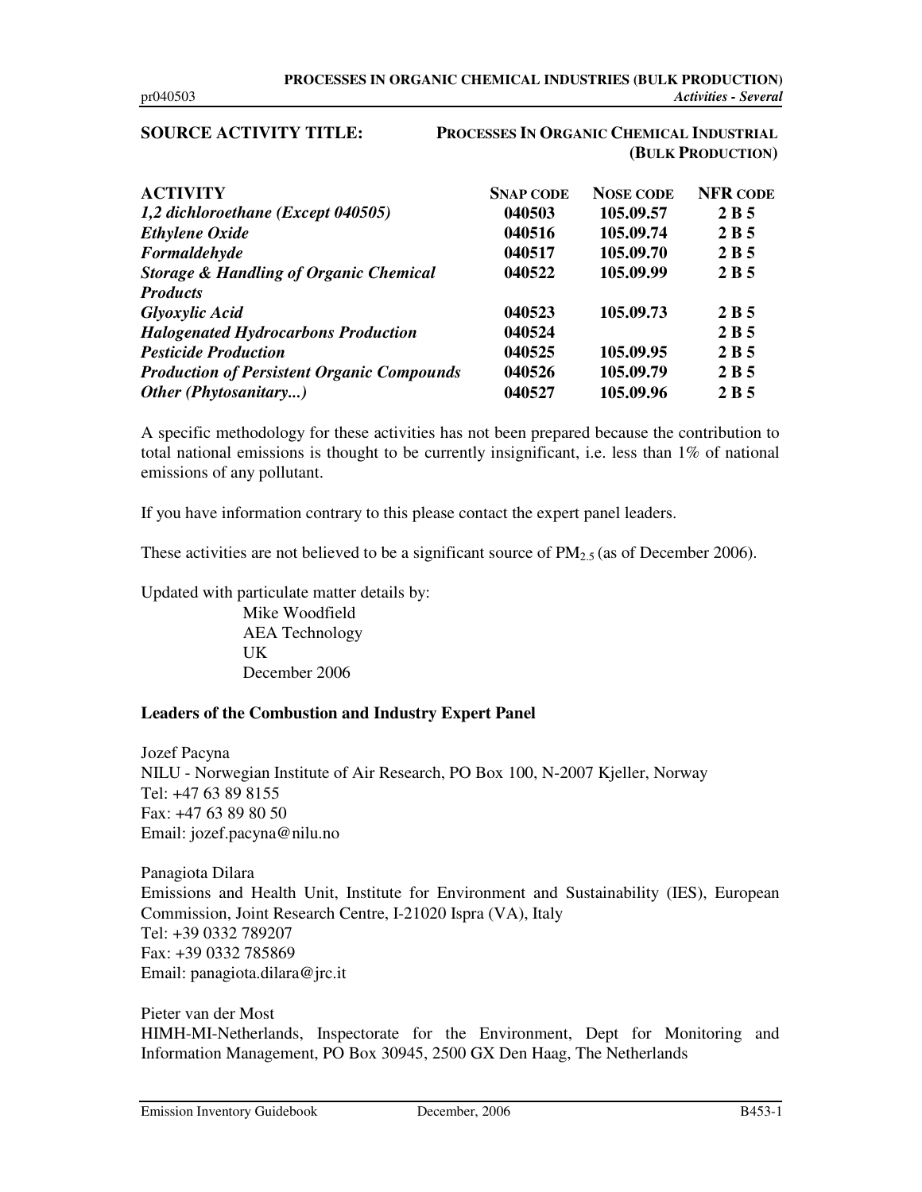**SOURCE ACTIVITY TITLE:** **PROCESSES IN ORGANIC CHEMICAL INDUSTRIAL (BULK PRODUCTION)**

| ACTIVITY | SNAP CODE | NOSE CODE | NFR CODE |
|---|---|---|---|
| *1,2 dichloroethane (Except 040505)* | 040503 | 105.09.57 | 2 B 5 |
| *Ethylene Oxide* | 040516 | 105.09.74 | 2 B 5 |
| *Formaldehyde* | 040517 | 105.09.70 | 2 B 5 |
| *Storage & Handling of Organic Chemical Products* | 040522 | 105.09.99 | 2 B 5 |
| *Glyoxylic Acid* | 040523 | 105.09.73 | 2 B 5 |
| *Halogenated Hydrocarbons Production* | 040524 | | 2 B 5 |
| *Pesticide Production* | 040525 | 105.09.95 | 2 B 5 |
| *Production of Persistent Organic Compounds* | 040526 | 105.09.79 | 2 B 5 |
| *Other (Phytosanitary...)* | 040527 | 105.09.96 | 2 B 5 |

A specific methodology for these activities has not been prepared because the contribution to total national emissions is thought to be currently insignificant, i.e. less than 1% of national emissions of any pollutant.

If you have information contrary to this please contact the expert panel leaders.

These activities are not believed to be a significant source of $PM_{2.5}$ (as of December 2006).

Updated with particulate matter details by:
Mike Woodfield
AEA Technology
UK
December 2006

**Leaders of the Combustion and Industry Expert Panel**

Jozef Pacyna
NILU - Norwegian Institute of Air Research, PO Box 100, N-2007 Kjeller, Norway
Tel: +47 63 89 8155
Fax: +47 63 89 80 50
Email: jozef.pacyna@nilu.no

Panagiota Dilara
Emissions and Health Unit, Institute for Environment and Sustainability (IES), European Commission, Joint Research Centre, I-21020 Ispra (VA), Italy
Tel: +39 0332 789207
Fax: +39 0332 785869
Email: panagiota.dilara@jrc.it

Pieter van der Most
HIMH-MI-Netherlands, Inspectorate for the Environment, Dept for Monitoring and Information Management, PO Box 30945, 2500 GX Den Haag, The Netherlands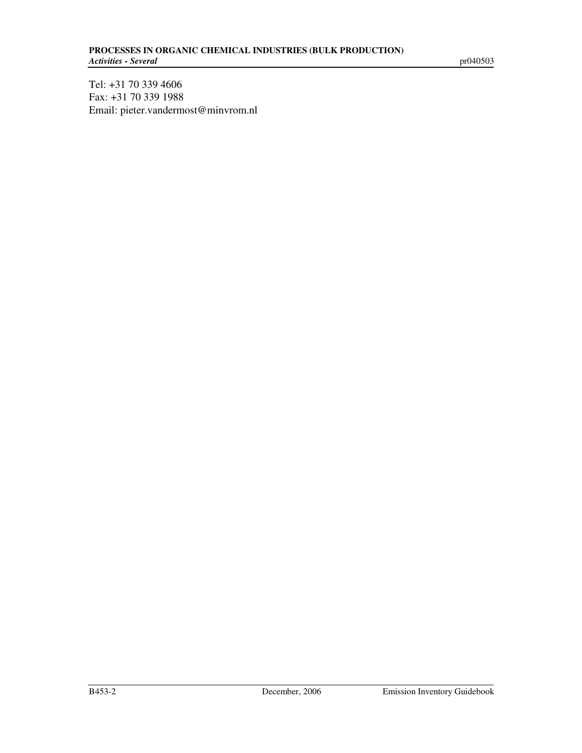Tel: +31 70 339 4606
Fax: +31 70 339 1988
Email: pieter.vandermost@minvrom.nl